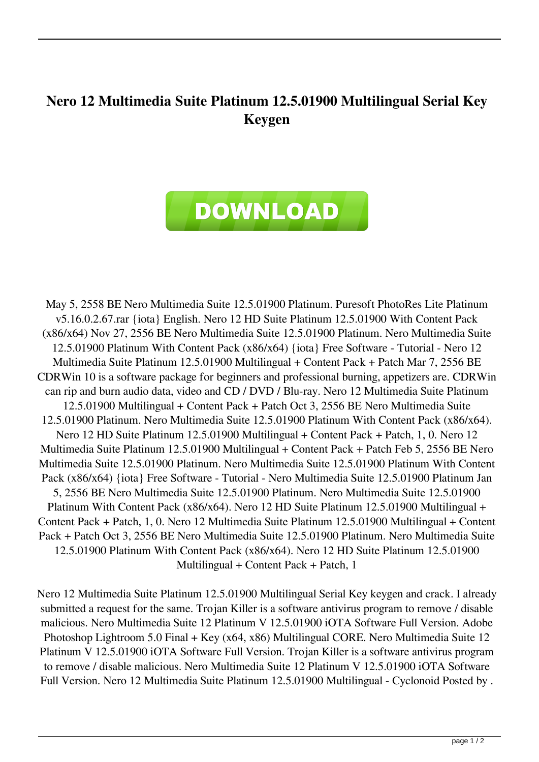# Nero 12 Multimedia Suite Platinum 12.5.01900 Multilingual Serial Key Keygen

DOWNLOAD

May 5, 2558 BE Nero Multimedia Suite 12.5.01900 Platinum. Puresoft PhotoRes Lite Platinum v5.16.0.2.67.rar {iota} English. Nero 12 HD Suite Platinum 12.5.01900 With Content Pack (x86/x64) Nov 27, 2556 BE Nero Multimedia Suite 12.5.01900 Platinum. Nero Multimedia Suite 12.5.01900 Platinum With Content Pack (x86/x64) {iota} Free Software - Tutorial - Nero 12 Multimedia Suite Platinum 12.5.01900 Multilingual + Content Pack + Patch Mar 7, 2556 BE CDRWin 10 is a software package for beginners and professional burning, appetizers are. CDRWin can rip and burn audio data, video and CD / DVD / Blu-ray. Nero 12 Multimedia Suite Platinum 12.5.01900 Multilingual + Content Pack + Patch Oct 3, 2556 BE Nero Multimedia Suite 12.5.01900 Platinum. Nero Multimedia Suite 12.5.01900 Platinum With Content Pack (x86/x64). Nero 12 HD Suite Platinum 12.5.01900 Multilingual + Content Pack + Patch, 1, 0. Nero 12 Multimedia Suite Platinum 12.5.01900 Multilingual + Content Pack + Patch Feb 5, 2556 BE Nero Multimedia Suite 12.5.01900 Platinum. Nero Multimedia Suite 12.5.01900 Platinum With Content Pack (x86/x64) {iota} Free Software - Tutorial - Nero Multimedia Suite 12.5.01900 Platinum Jan 5, 2556 BE Nero Multimedia Suite 12.5.01900 Platinum. Nero Multimedia Suite 12.5.01900 Platinum With Content Pack (x86/x64). Nero 12 HD Suite Platinum 12.5.01900 Multilingual + Content Pack + Patch, 1, 0. Nero 12 Multimedia Suite Platinum 12.5.01900 Multilingual + Content Pack + Patch Oct 3, 2556 BE Nero Multimedia Suite 12.5.01900 Platinum. Nero Multimedia Suite 12.5.01900 Platinum With Content Pack (x86/x64). Nero 12 HD Suite Platinum 12.5.01900 Multilingual + Content Pack + Patch, 1

Nero 12 Multimedia Suite Platinum 12.5.01900 Multilingual Serial Key keygen and crack. I already submitted a request for the same. Trojan Killer is a software antivirus program to remove / disable malicious. Nero Multimedia Suite 12 Platinum V 12.5.01900 iOTA Software Full Version. Adobe Photoshop Lightroom 5.0 Final + Key (x64, x86) Multilingual CORE. Nero Multimedia Suite 12 Platinum V 12.5.01900 iOTA Software Full Version. Trojan Killer is a software antivirus program to remove / disable malicious. Nero Multimedia Suite 12 Platinum V 12.5.01900 iOTA Software Full Version. Nero 12 Multimedia Suite Platinum 12.5.01900 Multilingual - Cyclonoid Posted by .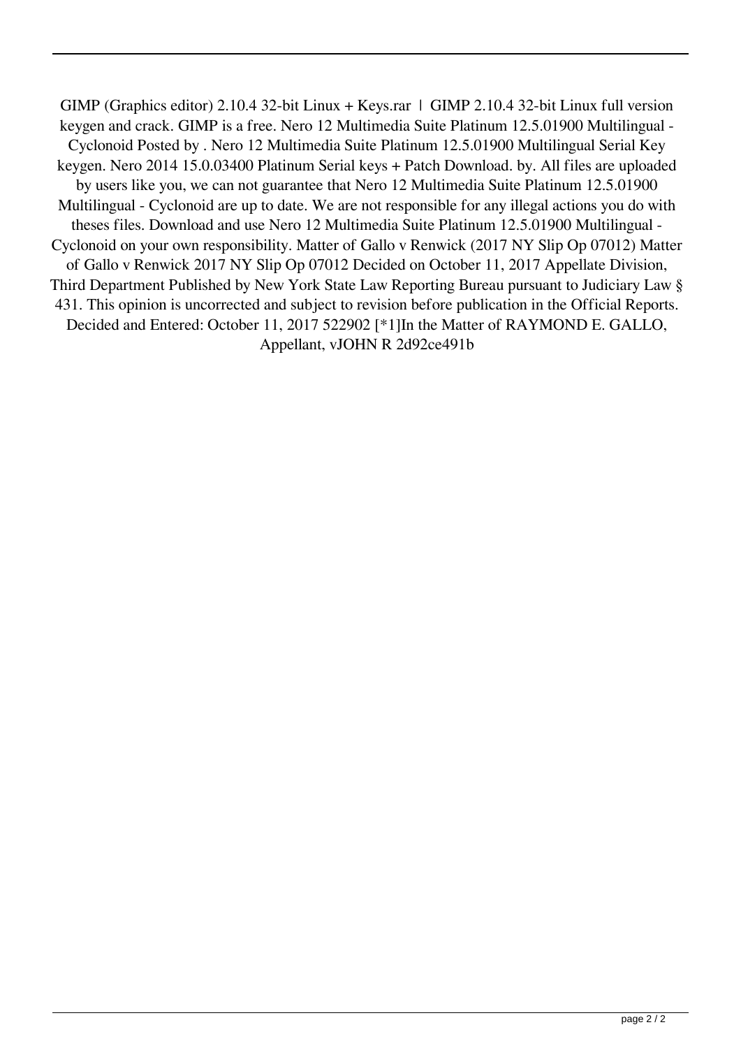GIMP (Graphics editor) 2.10.4 32-bit Linux + Keys.rar ︱ GIMP 2.10.4 32-bit Linux full version keygen and crack. GIMP is a free. Nero 12 Multimedia Suite Platinum 12.5.01900 Multilingual - Cyclonoid Posted by . Nero 12 Multimedia Suite Platinum 12.5.01900 Multilingual Serial Key keygen. Nero 2014 15.0.03400 Platinum Serial keys + Patch Download. by. All files are uploaded by users like you, we can not guarantee that Nero 12 Multimedia Suite Platinum 12.5.01900 Multilingual - Cyclonoid are up to date. We are not responsible for any illegal actions you do with theses files. Download and use Nero 12 Multimedia Suite Platinum 12.5.01900 Multilingual - Cyclonoid on your own responsibility. Matter of Gallo v Renwick (2017 NY Slip Op 07012) Matter of Gallo v Renwick 2017 NY Slip Op 07012 Decided on October 11, 2017 Appellate Division, Third Department Published by New York State Law Reporting Bureau pursuant to Judiciary Law § 431. This opinion is uncorrected and subject to revision before publication in the Official Reports. Decided and Entered: October 11, 2017 522902 [*1]In the Matter of RAYMOND E. GALLO, Appellant, vJOHN R 2d92ce491b